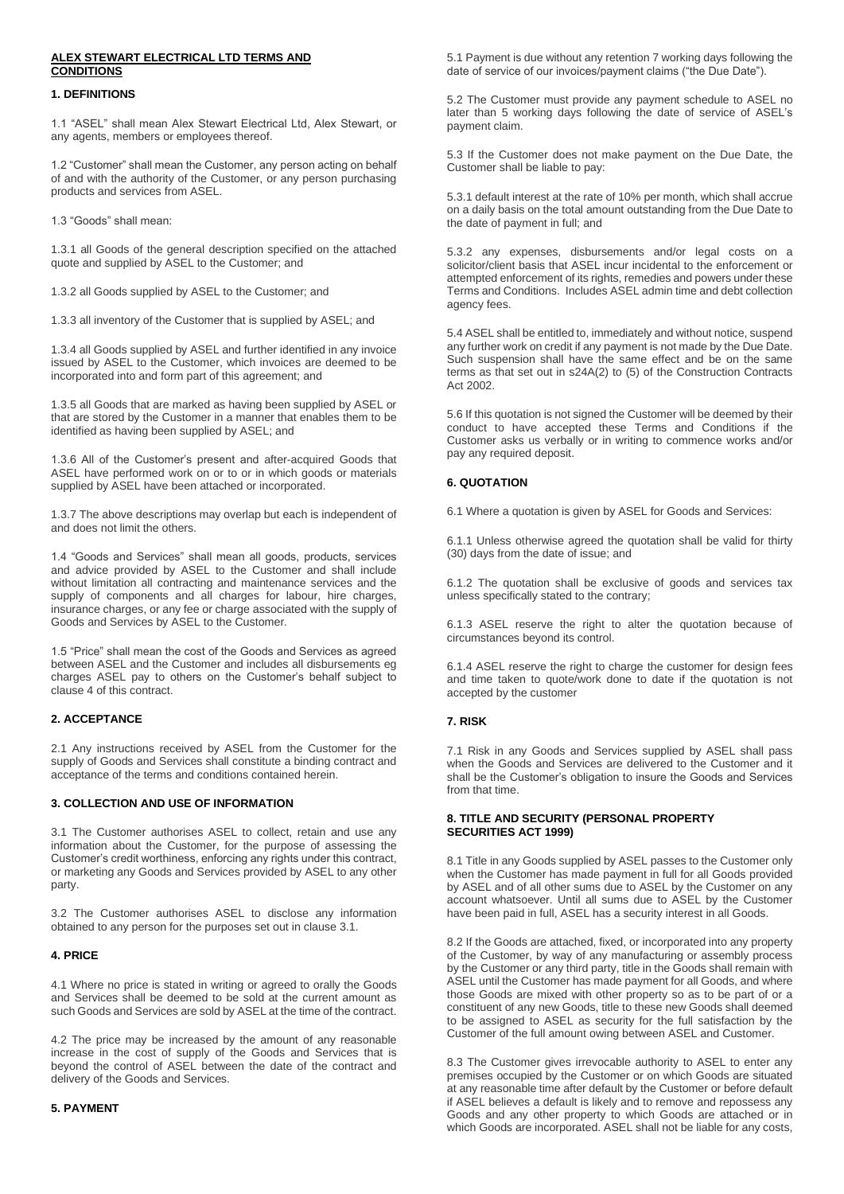**ALEX STEWART ELECTRICAL LTD TERMS AND CONDITIONS**

**1. DEFINITIONS**

1.1 "ASEL" shall mean Alex Stewart Electrical Ltd, Alex Stewart, or any agents, members or employees thereof.

1.2 "Customer" shall mean the Customer, any person acting on behalf of and with the authority of the Customer, or any person purchasing products and services from ASEL.

1.3 "Goods" shall mean:

1.3.1 all Goods of the general description specified on the attached quote and supplied by ASEL to the Customer; and

1.3.2 all Goods supplied by ASEL to the Customer; and

1.3.3 all inventory of the Customer that is supplied by ASEL; and

1.3.4 all Goods supplied by ASEL and further identified in any invoice issued by ASEL to the Customer, which invoices are deemed to be incorporated into and form part of this agreement; and

1.3.5 all Goods that are marked as having been supplied by ASEL or that are stored by the Customer in a manner that enables them to be identified as having been supplied by ASEL; and

1.3.6 All of the Customer's present and after-acquired Goods that ASEL have performed work on or to or in which goods or materials supplied by ASEL have been attached or incorporated.

1.3.7 The above descriptions may overlap but each is independent of and does not limit the others.

1.4 "Goods and Services" shall mean all goods, products, services and advice provided by ASEL to the Customer and shall include without limitation all contracting and maintenance services and the supply of components and all charges for labour, hire charges, insurance charges, or any fee or charge associated with the supply of Goods and Services by ASEL to the Customer.

1.5 "Price" shall mean the cost of the Goods and Services as agreed between ASEL and the Customer and includes all disbursements eg charges ASEL pay to others on the Customer's behalf subject to clause 4 of this contract.

**2. ACCEPTANCE**

2.1 Any instructions received by ASEL from the Customer for the supply of Goods and Services shall constitute a binding contract and acceptance of the terms and conditions contained herein.

**3. COLLECTION AND USE OF INFORMATION**

3.1 The Customer authorises ASEL to collect, retain and use any information about the Customer, for the purpose of assessing the Customer's credit worthiness, enforcing any rights under this contract, or marketing any Goods and Services provided by ASEL to any other party.

3.2 The Customer authorises ASEL to disclose any information obtained to any person for the purposes set out in clause 3.1.

**4. PRICE**

4.1 Where no price is stated in writing or agreed to orally the Goods and Services shall be deemed to be sold at the current amount as such Goods and Services are sold by ASEL at the time of the contract.

4.2 The price may be increased by the amount of any reasonable increase in the cost of supply of the Goods and Services that is beyond the control of ASEL between the date of the contract and delivery of the Goods and Services.

**5. PAYMENT**

5.1 Payment is due without any retention 7 working days following the date of service of our invoices/payment claims ("the Due Date").

5.2 The Customer must provide any payment schedule to ASEL no later than 5 working days following the date of service of ASEL's payment claim.

5.3 If the Customer does not make payment on the Due Date, the Customer shall be liable to pay:

5.3.1 default interest at the rate of 10% per month, which shall accrue on a daily basis on the total amount outstanding from the Due Date to the date of payment in full; and

5.3.2 any expenses, disbursements and/or legal costs on a solicitor/client basis that ASEL incur incidental to the enforcement or attempted enforcement of its rights, remedies and powers under these Terms and Conditions. Includes ASEL admin time and debt collection agency fees.

5.4 ASEL shall be entitled to, immediately and without notice, suspend any further work on credit if any payment is not made by the Due Date. Such suspension shall have the same effect and be on the same terms as that set out in s24A(2) to (5) of the Construction Contracts Act 2002.

5.6 If this quotation is not signed the Customer will be deemed by their conduct to have accepted these Terms and Conditions if the Customer asks us verbally or in writing to commence works and/or pay any required deposit.

**6. QUOTATION**

6.1 Where a quotation is given by ASEL for Goods and Services:

6.1.1 Unless otherwise agreed the quotation shall be valid for thirty (30) days from the date of issue; and

6.1.2 The quotation shall be exclusive of goods and services tax unless specifically stated to the contrary;

6.1.3 ASEL reserve the right to alter the quotation because of circumstances beyond its control.

6.1.4 ASEL reserve the right to charge the customer for design fees and time taken to quote/work done to date if the quotation is not accepted by the customer

**7. RISK**

7.1 Risk in any Goods and Services supplied by ASEL shall pass when the Goods and Services are delivered to the Customer and it shall be the Customer's obligation to insure the Goods and Services from that time.

**8. TITLE AND SECURITY (PERSONAL PROPERTY SECURITIES ACT 1999)**

8.1 Title in any Goods supplied by ASEL passes to the Customer only when the Customer has made payment in full for all Goods provided by ASEL and of all other sums due to ASEL by the Customer on any account whatsoever. Until all sums due to ASEL by the Customer have been paid in full, ASEL has a security interest in all Goods.

8.2 If the Goods are attached, fixed, or incorporated into any property of the Customer, by way of any manufacturing or assembly process by the Customer or any third party, title in the Goods shall remain with ASEL until the Customer has made payment for all Goods, and where those Goods are mixed with other property so as to be part of or a constituent of any new Goods, title to these new Goods shall deemed to be assigned to ASEL as security for the full satisfaction by the Customer of the full amount owing between ASEL and Customer.

8.3 The Customer gives irrevocable authority to ASEL to enter any premises occupied by the Customer or on which Goods are situated at any reasonable time after default by the Customer or before default if ASEL believes a default is likely and to remove and repossess any Goods and any other property to which Goods are attached or in which Goods are incorporated. ASEL shall not be liable for any costs,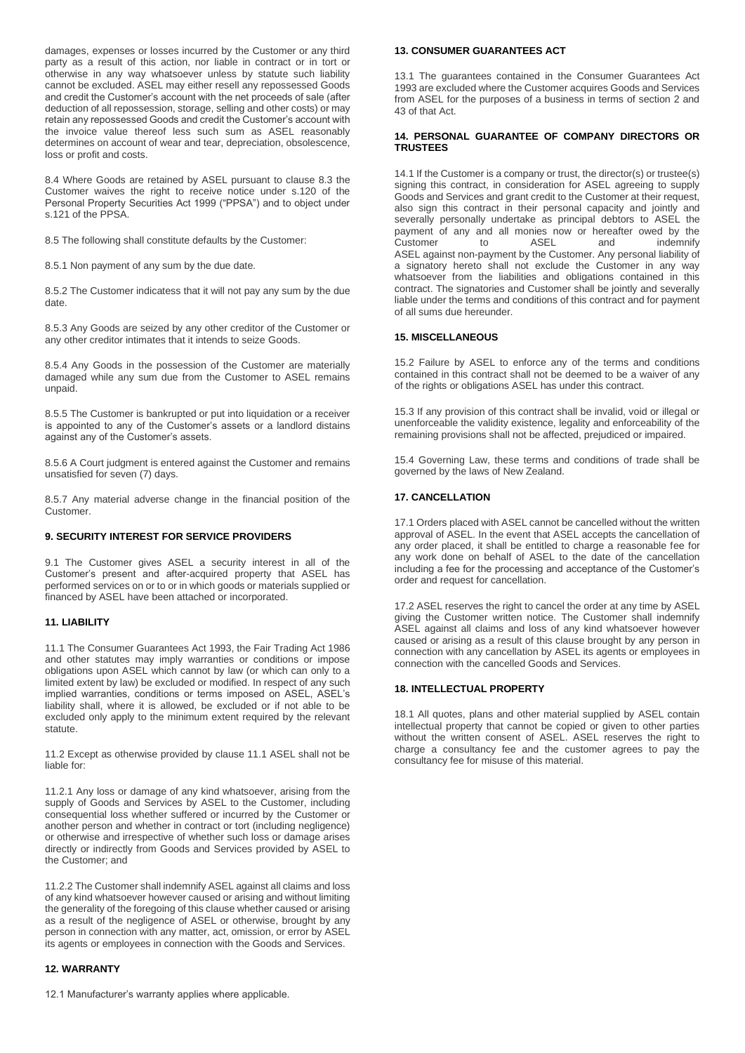damages, expenses or losses incurred by the Customer or any third party as a result of this action, nor liable in contract or in tort or otherwise in any way whatsoever unless by statute such liability cannot be excluded. ASEL may either resell any repossessed Goods and credit the Customer's account with the net proceeds of sale (after deduction of all repossession, storage, selling and other costs) or may retain any repossessed Goods and credit the Customer's account with the invoice value thereof less such sum as ASEL reasonably determines on account of wear and tear, depreciation, obsolescence, loss or profit and costs.

8.4 Where Goods are retained by ASEL pursuant to clause 8.3 the Customer waives the right to receive notice under s.120 of the Personal Property Securities Act 1999 ("PPSA") and to object under s.121 of the PPSA.

8.5 The following shall constitute defaults by the Customer:

8.5.1 Non payment of any sum by the due date.

8.5.2 The Customer indicatess that it will not pay any sum by the due date.

8.5.3 Any Goods are seized by any other creditor of the Customer or any other creditor intimates that it intends to seize Goods.

8.5.4 Any Goods in the possession of the Customer are materially damaged while any sum due from the Customer to ASEL remains unpaid.

8.5.5 The Customer is bankrupted or put into liquidation or a receiver is appointed to any of the Customer's assets or a landlord distains against any of the Customer's assets.

8.5.6 A Court judgment is entered against the Customer and remains unsatisfied for seven (7) days.

8.5.7 Any material adverse change in the financial position of the Customer.

### 9. SECURITY INTEREST FOR SERVICE PROVIDERS

9.1 The Customer gives ASEL a security interest in all of the Customer's present and after-acquired property that ASEL has performed services on or to or in which goods or materials supplied or financed by ASEL have been attached or incorporated.

### 11. LIABILITY

11.1 The Consumer Guarantees Act 1993, the Fair Trading Act 1986 and other statutes may imply warranties or conditions or impose obligations upon ASEL which cannot by law (or which can only to a limited extent by law) be excluded or modified. In respect of any such implied warranties, conditions or terms imposed on ASEL, ASEL's liability shall, where it is allowed, be excluded or if not able to be excluded only apply to the minimum extent required by the relevant statute.

11.2 Except as otherwise provided by clause 11.1 ASEL shall not be liable for:

11.2.1 Any loss or damage of any kind whatsoever, arising from the supply of Goods and Services by ASEL to the Customer, including consequential loss whether suffered or incurred by the Customer or another person and whether in contract or tort (including negligence) or otherwise and irrespective of whether such loss or damage arises directly or indirectly from Goods and Services provided by ASEL to the Customer; and

11.2.2 The Customer shall indemnify ASEL against all claims and loss of any kind whatsoever however caused or arising and without limiting the generality of the foregoing of this clause whether caused or arising as a result of the negligence of ASEL or otherwise, brought by any person in connection with any matter, act, omission, or error by ASEL its agents or employees in connection with the Goods and Services.

### 12. WARRANTY

12.1 Manufacturer's warranty applies where applicable.

### 13. CONSUMER GUARANTEES ACT

13.1 The guarantees contained in the Consumer Guarantees Act 1993 are excluded where the Customer acquires Goods and Services from ASEL for the purposes of a business in terms of section 2 and 43 of that Act.

### 14. PERSONAL GUARANTEE OF COMPANY DIRECTORS OR TRUSTEES

14.1 If the Customer is a company or trust, the director(s) or trustee(s) signing this contract, in consideration for ASEL agreeing to supply Goods and Services and grant credit to the Customer at their request, also sign this contract in their personal capacity and jointly and severally personally undertake as principal debtors to ASEL the payment of any and all monies now or hereafter owed by the Customer to ASEL and indemnify ASEL against non-payment by the Customer. Any personal liability of a signatory hereto shall not exclude the Customer in any way whatsoever from the liabilities and obligations contained in this contract. The signatories and Customer shall be jointly and severally liable under the terms and conditions of this contract and for payment of all sums due hereunder.

### 15. MISCELLANEOUS

15.2 Failure by ASEL to enforce any of the terms and conditions contained in this contract shall not be deemed to be a waiver of any of the rights or obligations ASEL has under this contract.

15.3 If any provision of this contract shall be invalid, void or illegal or unenforceable the validity existence, legality and enforceability of the remaining provisions shall not be affected, prejudiced or impaired.

15.4 Governing Law, these terms and conditions of trade shall be governed by the laws of New Zealand.

### 17. CANCELLATION

17.1 Orders placed with ASEL cannot be cancelled without the written approval of ASEL. In the event that ASEL accepts the cancellation of any order placed, it shall be entitled to charge a reasonable fee for any work done on behalf of ASEL to the date of the cancellation including a fee for the processing and acceptance of the Customer's order and request for cancellation.

17.2 ASEL reserves the right to cancel the order at any time by ASEL giving the Customer written notice. The Customer shall indemnify ASEL against all claims and loss of any kind whatsoever however caused or arising as a result of this clause brought by any person in connection with any cancellation by ASEL its agents or employees in connection with the cancelled Goods and Services.

### 18. INTELLECTUAL PROPERTY

18.1 All quotes, plans and other material supplied by ASEL contain intellectual property that cannot be copied or given to other parties without the written consent of ASEL. ASEL reserves the right to charge a consultancy fee and the customer agrees to pay the consultancy fee for misuse of this material.